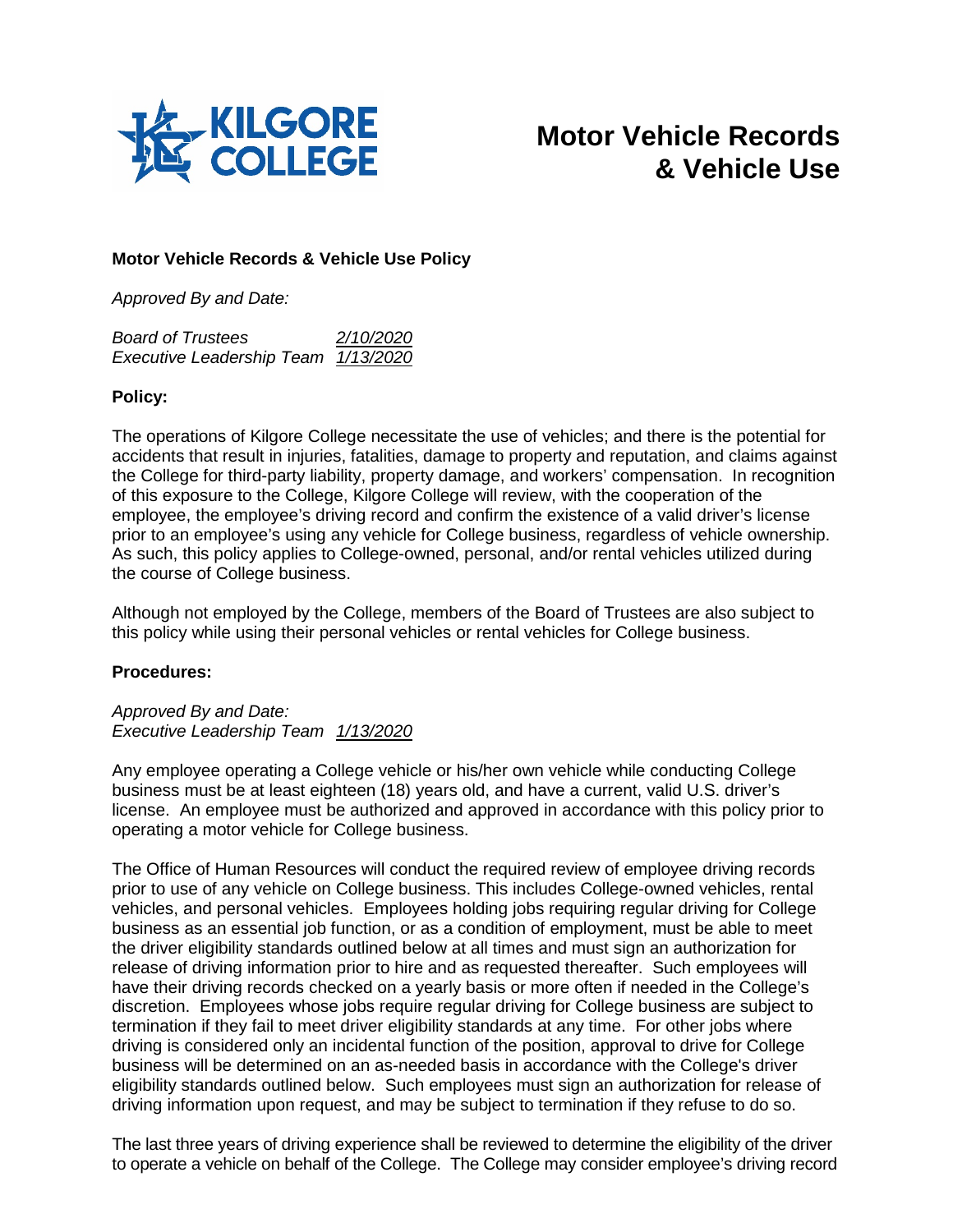# Motor Vehicle Records & Vehicle Use

**Motor Vehicle Records & Vehicle Use Policy**

*Approved By and Date:*

*Board of Trustees* *2/10/2020*
*Executive Leadership Team* *1/13/2020*

**Policy:**

The operations of Kilgore College necessitate the use of vehicles; and there is the potential for accidents that result in injuries, fatalities, damage to property and reputation, and claims against the College for third-party liability, property damage, and workers' compensation. In recognition of this exposure to the College, Kilgore College will review, with the cooperation of the employee, the employee's driving record and confirm the existence of a valid driver's license prior to an employee's using any vehicle for College business, regardless of vehicle ownership. As such, this policy applies to College-owned, personal, and/or rental vehicles utilized during the course of College business.

Although not employed by the College, members of the Board of Trustees are also subject to this policy while using their personal vehicles or rental vehicles for College business.

**Procedures:**

*Approved By and Date:*
*Executive Leadership Team* *1/13/2020*

Any employee operating a College vehicle or his/her own vehicle while conducting College business must be at least eighteen (18) years old, and have a current, valid U.S. driver's license. An employee must be authorized and approved in accordance with this policy prior to operating a motor vehicle for College business.

The Office of Human Resources will conduct the required review of employee driving records prior to use of any vehicle on College business. This includes College-owned vehicles, rental vehicles, and personal vehicles. Employees holding jobs requiring regular driving for College business as an essential job function, or as a condition of employment, must be able to meet the driver eligibility standards outlined below at all times and must sign an authorization for release of driving information prior to hire and as requested thereafter. Such employees will have their driving records checked on a yearly basis or more often if needed in the College's discretion. Employees whose jobs require regular driving for College business are subject to termination if they fail to meet driver eligibility standards at any time. For other jobs where driving is considered only an incidental function of the position, approval to drive for College business will be determined on an as-needed basis in accordance with the College's driver eligibility standards outlined below. Such employees must sign an authorization for release of driving information upon request, and may be subject to termination if they refuse to do so.

The last three years of driving experience shall be reviewed to determine the eligibility of the driver to operate a vehicle on behalf of the College. The College may consider employee's driving record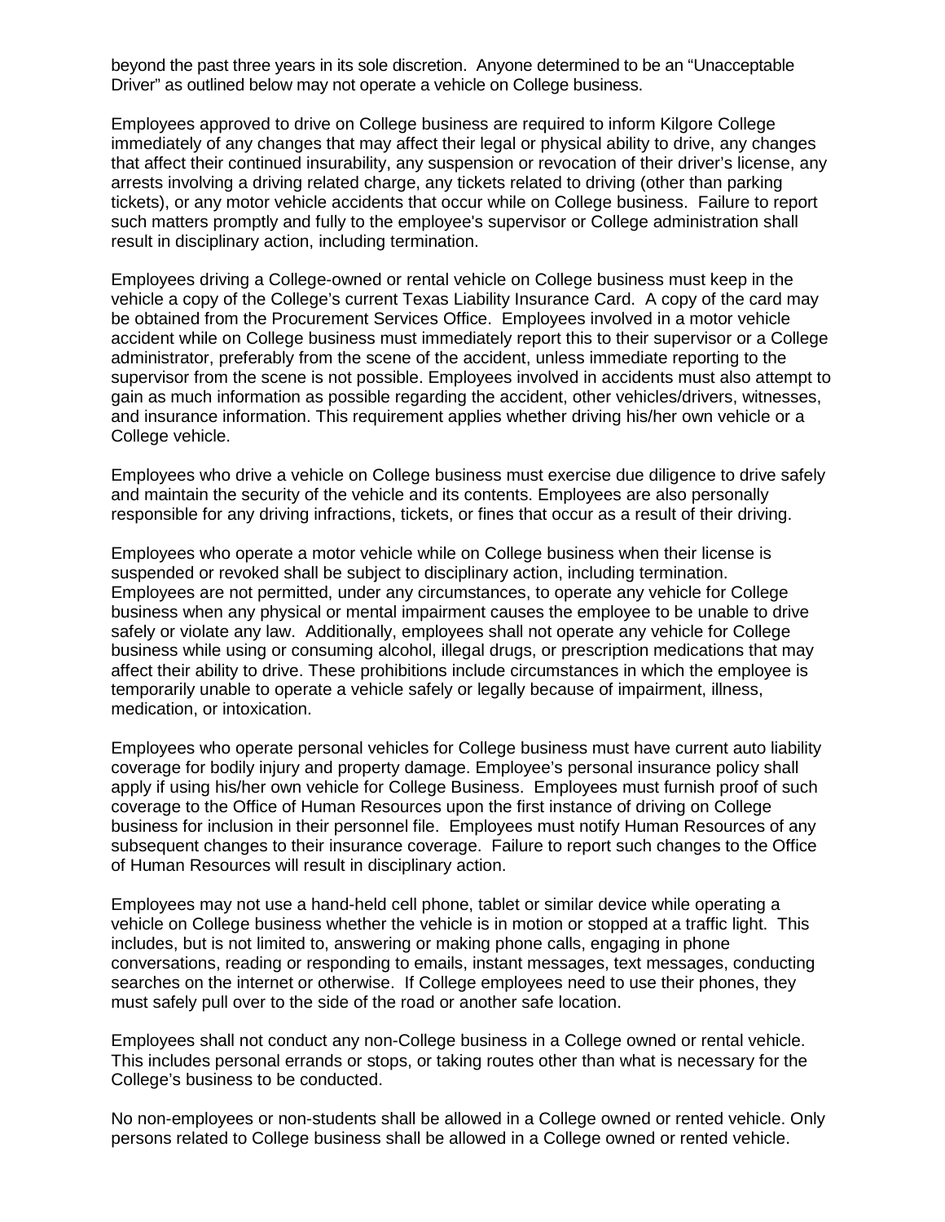beyond the past three years in its sole discretion. Anyone determined to be an "Unacceptable Driver" as outlined below may not operate a vehicle on College business.

Employees approved to drive on College business are required to inform Kilgore College immediately of any changes that may affect their legal or physical ability to drive, any changes that affect their continued insurability, any suspension or revocation of their driver's license, any arrests involving a driving related charge, any tickets related to driving (other than parking tickets), or any motor vehicle accidents that occur while on College business. Failure to report such matters promptly and fully to the employee's supervisor or College administration shall result in disciplinary action, including termination.

Employees driving a College-owned or rental vehicle on College business must keep in the vehicle a copy of the College's current Texas Liability Insurance Card. A copy of the card may be obtained from the Procurement Services Office. Employees involved in a motor vehicle accident while on College business must immediately report this to their supervisor or a College administrator, preferably from the scene of the accident, unless immediate reporting to the supervisor from the scene is not possible. Employees involved in accidents must also attempt to gain as much information as possible regarding the accident, other vehicles/drivers, witnesses, and insurance information. This requirement applies whether driving his/her own vehicle or a College vehicle.

Employees who drive a vehicle on College business must exercise due diligence to drive safely and maintain the security of the vehicle and its contents. Employees are also personally responsible for any driving infractions, tickets, or fines that occur as a result of their driving.

Employees who operate a motor vehicle while on College business when their license is suspended or revoked shall be subject to disciplinary action, including termination. Employees are not permitted, under any circumstances, to operate any vehicle for College business when any physical or mental impairment causes the employee to be unable to drive safely or violate any law. Additionally, employees shall not operate any vehicle for College business while using or consuming alcohol, illegal drugs, or prescription medications that may affect their ability to drive. These prohibitions include circumstances in which the employee is temporarily unable to operate a vehicle safely or legally because of impairment, illness, medication, or intoxication.

Employees who operate personal vehicles for College business must have current auto liability coverage for bodily injury and property damage. Employee's personal insurance policy shall apply if using his/her own vehicle for College Business. Employees must furnish proof of such coverage to the Office of Human Resources upon the first instance of driving on College business for inclusion in their personnel file. Employees must notify Human Resources of any subsequent changes to their insurance coverage. Failure to report such changes to the Office of Human Resources will result in disciplinary action.

Employees may not use a hand-held cell phone, tablet or similar device while operating a vehicle on College business whether the vehicle is in motion or stopped at a traffic light. This includes, but is not limited to, answering or making phone calls, engaging in phone conversations, reading or responding to emails, instant messages, text messages, conducting searches on the internet or otherwise. If College employees need to use their phones, they must safely pull over to the side of the road or another safe location.

Employees shall not conduct any non-College business in a College owned or rental vehicle. This includes personal errands or stops, or taking routes other than what is necessary for the College's business to be conducted.

No non-employees or non-students shall be allowed in a College owned or rented vehicle. Only persons related to College business shall be allowed in a College owned or rented vehicle.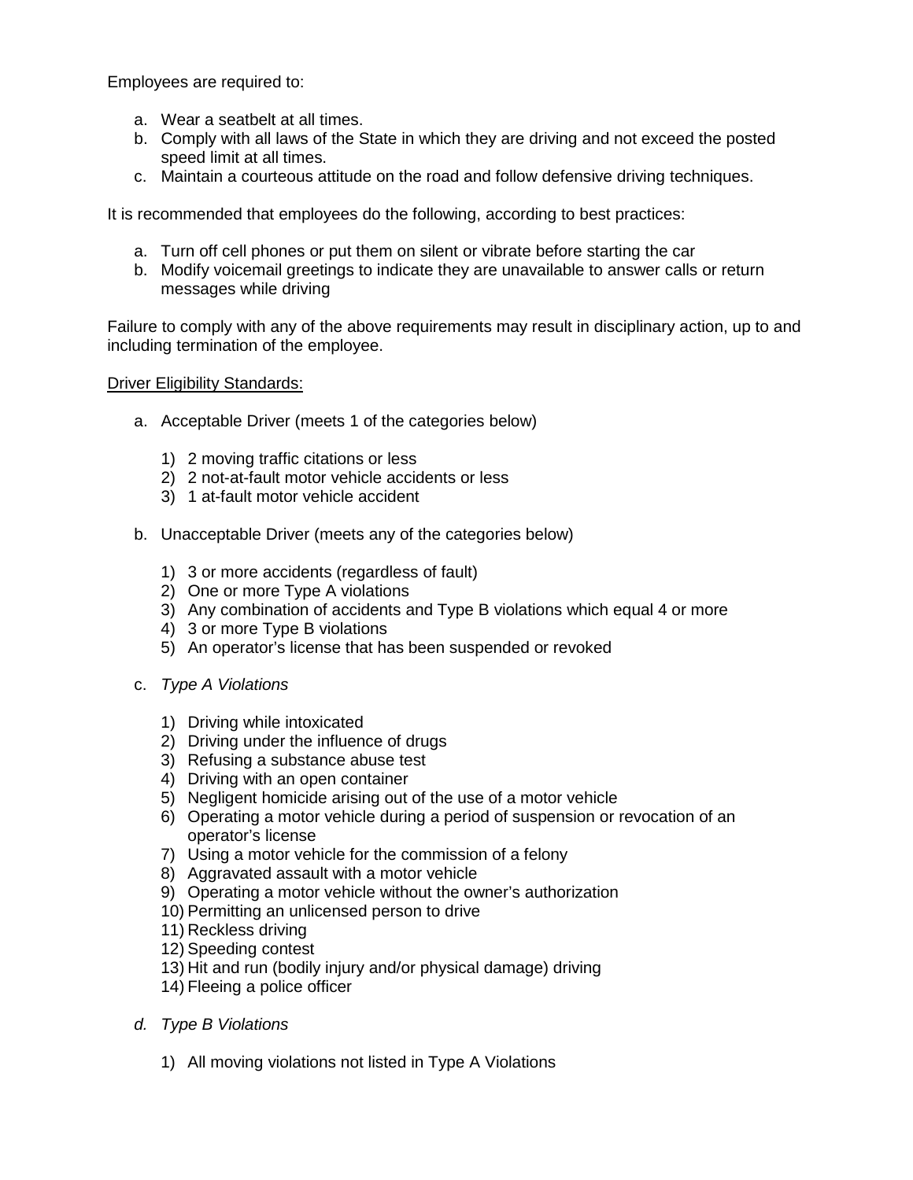Employees are required to:

a. Wear a seatbelt at all times.
b. Comply with all laws of the State in which they are driving and not exceed the posted speed limit at all times.
c. Maintain a courteous attitude on the road and follow defensive driving techniques.

It is recommended that employees do the following, according to best practices:

a. Turn off cell phones or put them on silent or vibrate before starting the car
b. Modify voicemail greetings to indicate they are unavailable to answer calls or return messages while driving

Failure to comply with any of the above requirements may result in disciplinary action, up to and including termination of the employee.

<u>Driver Eligibility Standards:</u>

a. Acceptable Driver (meets 1 of the categories below)

    1) 2 moving traffic citations or less
    2) 2 not-at-fault motor vehicle accidents or less
    3) 1 at-fault motor vehicle accident

b. Unacceptable Driver (meets any of the categories below)

    1) 3 or more accidents (regardless of fault)
    2) One or more Type A violations
    3) Any combination of accidents and Type B violations which equal 4 or more
    4) 3 or more Type B violations
    5) An operator's license that has been suspended or revoked

c. *Type A Violations*

    1) Driving while intoxicated
    2) Driving under the influence of drugs
    3) Refusing a substance abuse test
    4) Driving with an open container
    5) Negligent homicide arising out of the use of a motor vehicle
    6) Operating a motor vehicle during a period of suspension or revocation of an operator's license
    7) Using a motor vehicle for the commission of a felony
    8) Aggravated assault with a motor vehicle
    9) Operating a motor vehicle without the owner's authorization
    10) Permitting an unlicensed person to drive
    11) Reckless driving
    12) Speeding contest
    13) Hit and run (bodily injury and/or physical damage) driving
    14) Fleeing a police officer

*d. Type B Violations*

    1) All moving violations not listed in Type A Violations